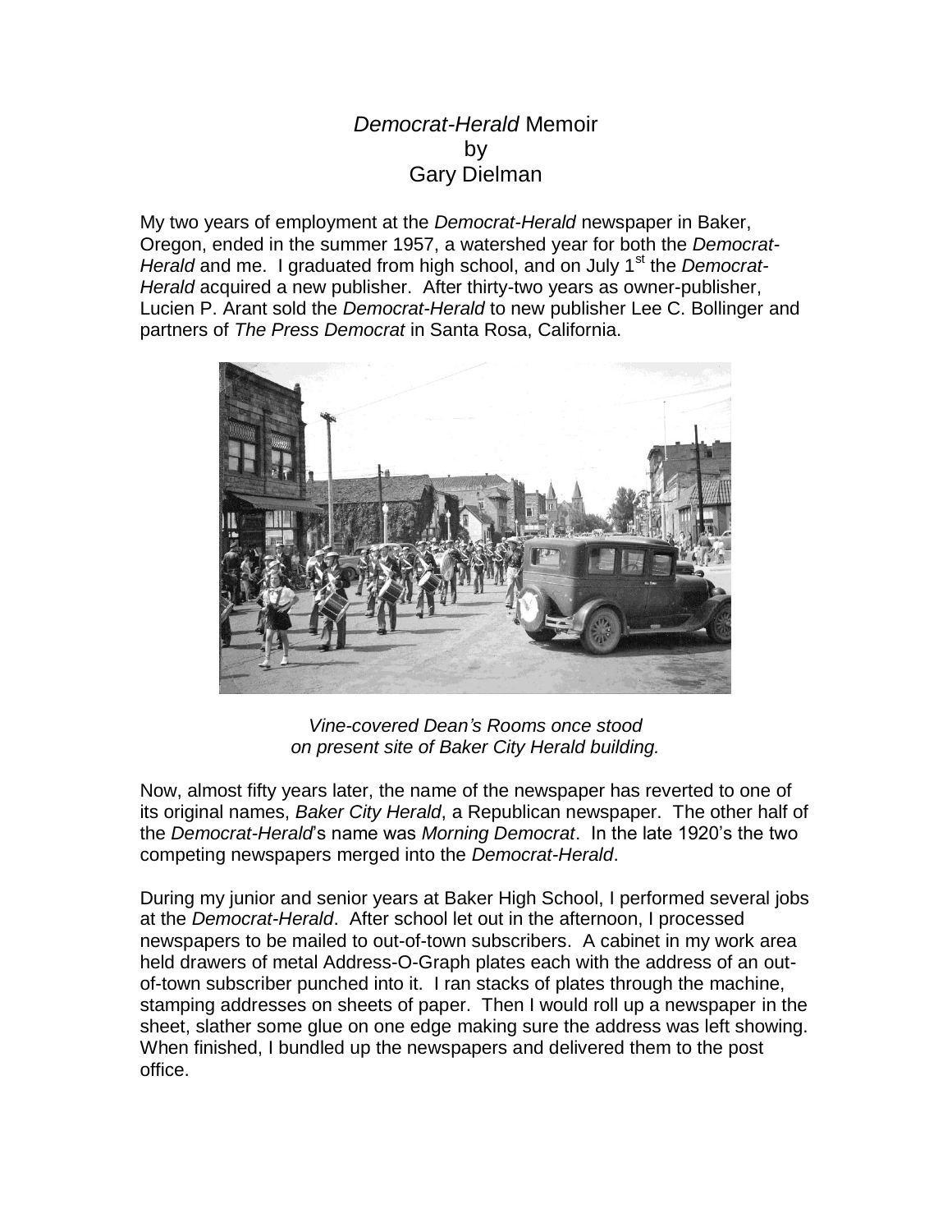# *Democrat-Herald* Memoir
by
Gary Dielman

My two years of employment at the *Democrat-Herald* newspaper in Baker, Oregon, ended in the summer 1957, a watershed year for both the *Democrat-Herald* and me. I graduated from high school, and on July 1st the *Democrat-Herald* acquired a new publisher. After thirty-two years as owner-publisher, Lucien P. Arant sold the *Democrat-Herald* to new publisher Lee C. Bollinger and partners of *The Press Democrat* in Santa Rosa, California.

*Vine-covered Dean's Rooms once stood on present site of Baker City Herald building.*

Now, almost fifty years later, the name of the newspaper has reverted to one of its original names, *Baker City Herald*, a Republican newspaper. The other half of the *Democrat-Herald*'s name was *Morning Democrat*. In the late 1920's the two competing newspapers merged into the *Democrat-Herald*.

During my junior and senior years at Baker High School, I performed several jobs at the *Democrat-Herald*. After school let out in the afternoon, I processed newspapers to be mailed to out-of-town subscribers. A cabinet in my work area held drawers of metal Address-O-Graph plates each with the address of an out-of-town subscriber punched into it. I ran stacks of plates through the machine, stamping addresses on sheets of paper. Then I would roll up a newspaper in the sheet, slather some glue on one edge making sure the address was left showing. When finished, I bundled up the newspapers and delivered them to the post office.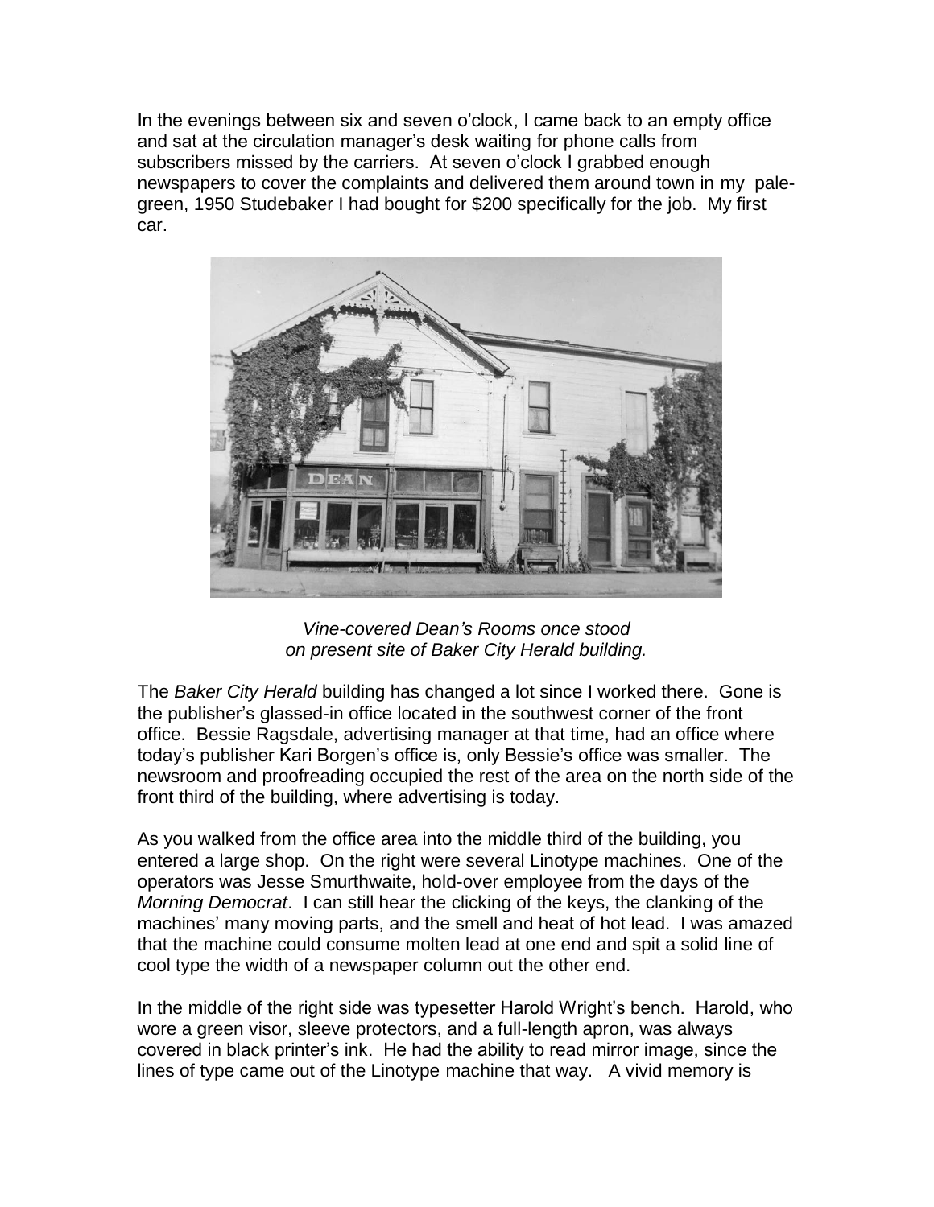In the evenings between six and seven o'clock, I came back to an empty office and sat at the circulation manager's desk waiting for phone calls from subscribers missed by the carriers. At seven o'clock I grabbed enough newspapers to cover the complaints and delivered them around town in my pale-green, 1950 Studebaker I had bought for $200 specifically for the job. My first car.

*Vine-covered Dean's Rooms once stood on present site of Baker City Herald building.*

The *Baker City Herald* building has changed a lot since I worked there. Gone is the publisher's glassed-in office located in the southwest corner of the front office. Bessie Ragsdale, advertising manager at that time, had an office where today's publisher Kari Borgen's office is, only Bessie's office was smaller. The newsroom and proofreading occupied the rest of the area on the north side of the front third of the building, where advertising is today.

As you walked from the office area into the middle third of the building, you entered a large shop. On the right were several Linotype machines. One of the operators was Jesse Smurthwaite, hold-over employee from the days of the *Morning Democrat*. I can still hear the clicking of the keys, the clanking of the machines' many moving parts, and the smell and heat of hot lead. I was amazed that the machine could consume molten lead at one end and spit a solid line of cool type the width of a newspaper column out the other end.

In the middle of the right side was typesetter Harold Wright's bench. Harold, who wore a green visor, sleeve protectors, and a full-length apron, was always covered in black printer's ink. He had the ability to read mirror image, since the lines of type came out of the Linotype machine that way. A vivid memory is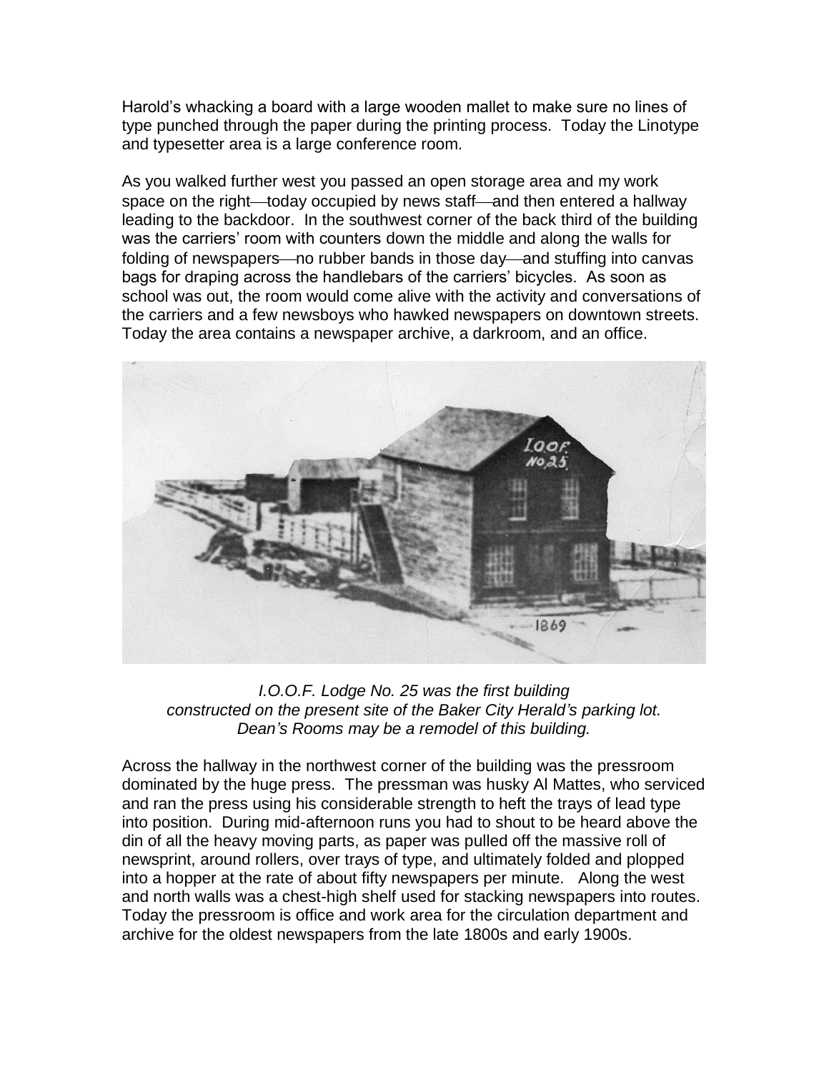Harold's whacking a board with a large wooden mallet to make sure no lines of type punched through the paper during the printing process. Today the Linotype and typesetter area is a large conference room.

As you walked further west you passed an open storage area and my work space on the right—today occupied by news staff—and then entered a hallway leading to the backdoor. In the southwest corner of the back third of the building was the carriers' room with counters down the middle and along the walls for folding of newspapers—no rubber bands in those day—and stuffing into canvas bags for draping across the handlebars of the carriers' bicycles. As soon as school was out, the room would come alive with the activity and conversations of the carriers and a few newsboys who hawked newspapers on downtown streets. Today the area contains a newspaper archive, a darkroom, and an office.

*I.O.O.F. Lodge No. 25 was the first building constructed on the present site of the Baker City Herald's parking lot. Dean's Rooms may be a remodel of this building.*

Across the hallway in the northwest corner of the building was the pressroom dominated by the huge press. The pressman was husky Al Mattes, who serviced and ran the press using his considerable strength to heft the trays of lead type into position. During mid-afternoon runs you had to shout to be heard above the din of all the heavy moving parts, as paper was pulled off the massive roll of newsprint, around rollers, over trays of type, and ultimately folded and plopped into a hopper at the rate of about fifty newspapers per minute. Along the west and north walls was a chest-high shelf used for stacking newspapers into routes. Today the pressroom is office and work area for the circulation department and archive for the oldest newspapers from the late 1800s and early 1900s.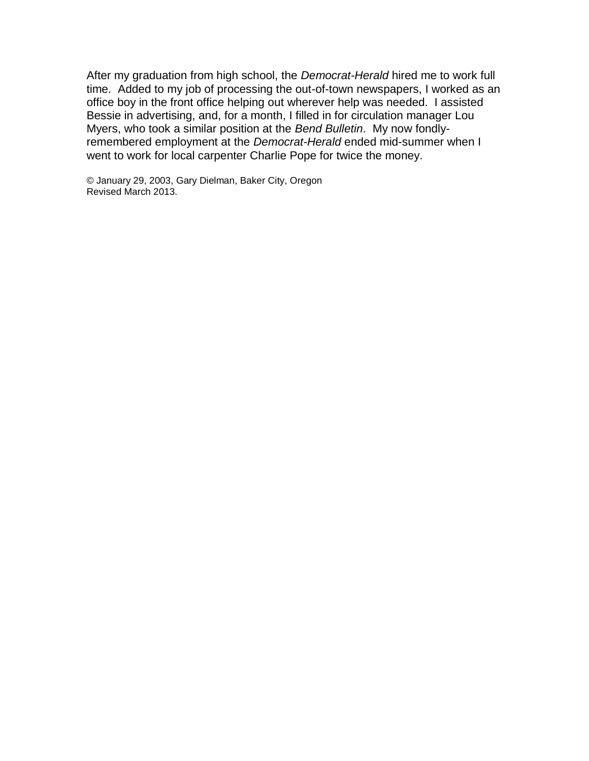After my graduation from high school, the *Democrat-Herald* hired me to work full time. Added to my job of processing the out-of-town newspapers, I worked as an office boy in the front office helping out wherever help was needed. I assisted Bessie in advertising, and, for a month, I filled in for circulation manager Lou Myers, who took a similar position at the *Bend Bulletin*. My now fondly-remembered employment at the *Democrat-Herald* ended mid-summer when I went to work for local carpenter Charlie Pope for twice the money.

© January 29, 2003, Gary Dielman, Baker City, Oregon
Revised March 2013.